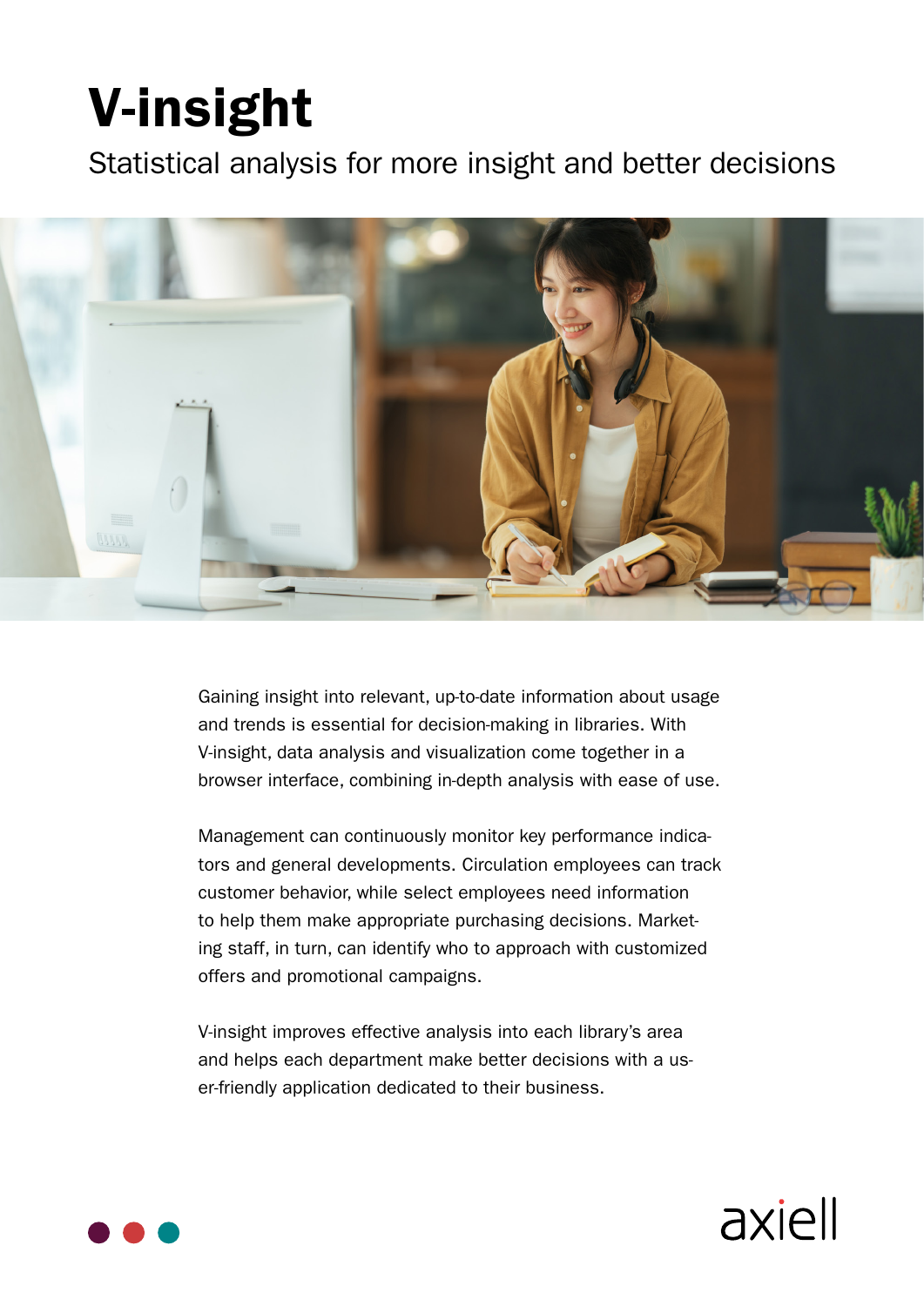# V-insight

Statistical analysis for more insight and better decisions

Gaining insight into relevant, up-to-date information about usage and trends is essential for decision-making in libraries. With V-insight, data analysis and visualization come together in a browser interface, combining in-depth analysis with ease of use.

Management can continuously monitor key performance indicators and general developments. Circulation employees can track customer behavior, while select employees need information to help them make appropriate purchasing decisions. Marketing staff, in turn, can identify who to approach with customized offers and promotional campaigns.

V-insight improves effective analysis into each library's area and helps each department make better decisions with a user-friendly application dedicated to their business.

axiell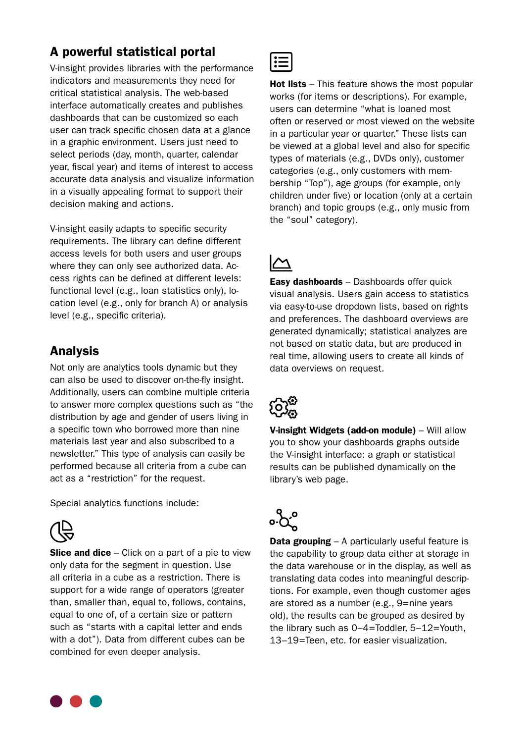## A powerful statistical portal

V-insight provides libraries with the performance indicators and measurements they need for critical statistical analysis. The web-based interface automatically creates and publishes dashboards that can be customized so each user can track specific chosen data at a glance in a graphic environment. Users just need to select periods (day, month, quarter, calendar year, fiscal year) and items of interest to access accurate data analysis and visualize information in a visually appealing format to support their decision making and actions.

V-insight easily adapts to specific security requirements. The library can define different access levels for both users and user groups where they can only see authorized data. Access rights can be defined at different levels: functional level (e.g., loan statistics only), location level (e.g., only for branch A) or analysis level (e.g., specific criteria).

## Analysis

Not only are analytics tools dynamic but they can also be used to discover on-the-fly insight. Additionally, users can combine multiple criteria to answer more complex questions such as “the distribution by age and gender of users living in a specific town who borrowed more than nine materials last year and also subscribed to a newsletter.” This type of analysis can easily be performed because all criteria from a cube can act as a “restriction” for the request.

Special analytics functions include:

**Slice and dice** – Click on a part of a pie to view only data for the segment in question. Use all criteria in a cube as a restriction. There is support for a wide range of operators (greater than, smaller than, equal to, follows, contains, equal to one of, of a certain size or pattern such as “starts with a capital letter and ends with a dot”). Data from different cubes can be combined for even deeper analysis.

**Hot lists** – This feature shows the most popular works (for items or descriptions). For example, users can determine “what is loaned most often or reserved or most viewed on the website in a particular year or quarter.” These lists can be viewed at a global level and also for specific types of materials (e.g., DVDs only), customer categories (e.g., only customers with membership “Top”), age groups (for example, only children under five) or location (only at a certain branch) and topic groups (e.g., only music from the “soul” category).

**Easy dashboards** – Dashboards offer quick visual analysis. Users gain access to statistics via easy-to-use dropdown lists, based on rights and preferences. The dashboard overviews are generated dynamically; statistical analyzes are not based on static data, but are produced in real time, allowing users to create all kinds of data overviews on request.

**V-insight Widgets (add-on module)** – Will allow you to show your dashboards graphs outside the V-insight interface: a graph or statistical results can be published dynamically on the library’s web page.

**Data grouping** – A particularly useful feature is the capability to group data either at storage in the data warehouse or in the display, as well as translating data codes into meaningful descriptions. For example, even though customer ages are stored as a number (e.g., 9=nine years old), the results can be grouped as desired by the library such as 0–4=Toddler, 5–12=Youth, 13–19=Teen, etc. for easier visualization.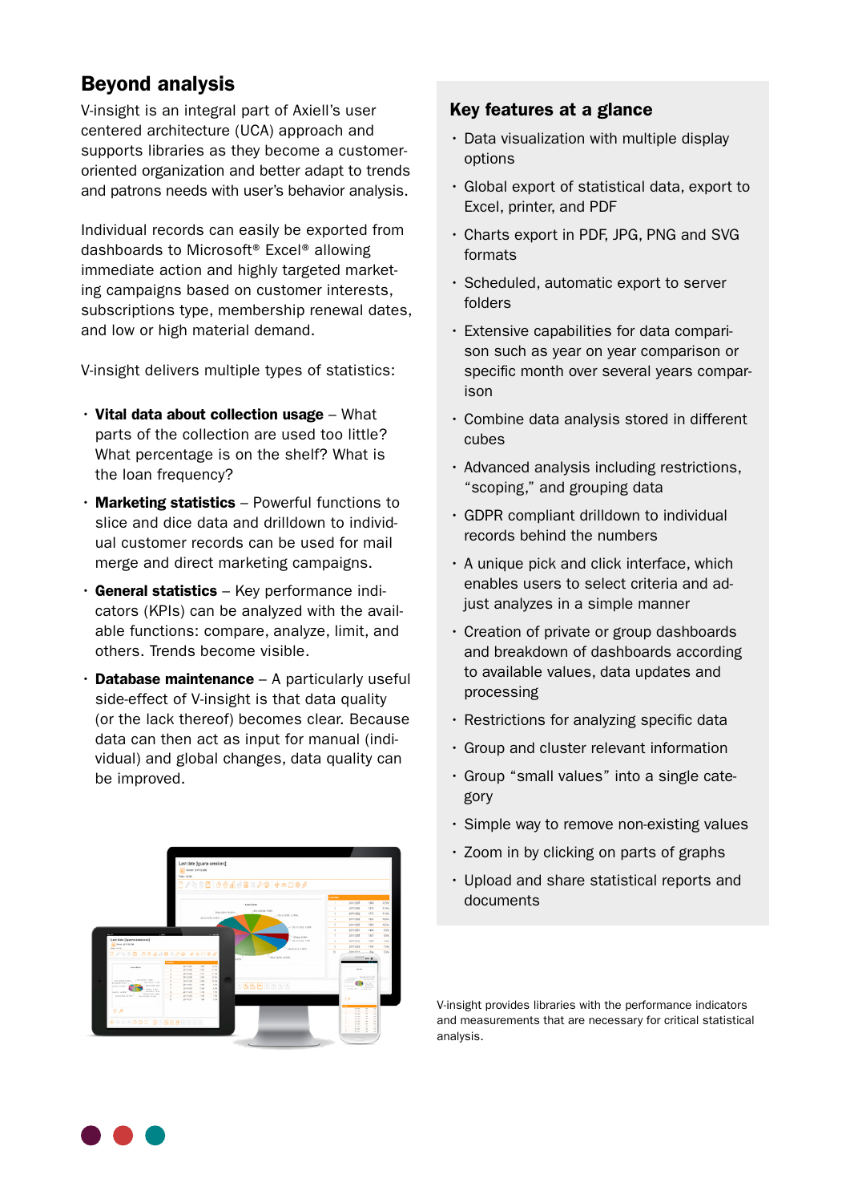## Beyond analysis

V-insight is an integral part of Axiell's user centered architecture (UCA) approach and supports libraries as they become a customer-oriented organization and better adapt to trends and patrons needs with user's behavior analysis.

Individual records can easily be exported from dashboards to Microsoft® Excel® allowing immediate action and highly targeted marketing campaigns based on customer interests, subscriptions type, membership renewal dates, and low or high material demand.

V-insight delivers multiple types of statistics:

- **Vital data about collection usage** – What parts of the collection are used too little? What percentage is on the shelf? What is the loan frequency?
- **Marketing statistics** – Powerful functions to slice and dice data and drilldown to individual customer records can be used for mail merge and direct marketing campaigns.
- **General statistics** – Key performance indicators (KPIs) can be analyzed with the available functions: compare, analyze, limit, and others. Trends become visible.
- **Database maintenance** – A particularly useful side-effect of V-insight is that data quality (or the lack thereof) becomes clear. Because data can then act as input for manual (individual) and global changes, data quality can be improved.

## Key features at a glance

- Data visualization with multiple display options
- Global export of statistical data, export to Excel, printer, and PDF
- Charts export in PDF, JPG, PNG and SVG formats
- Scheduled, automatic export to server folders
- Extensive capabilities for data comparison such as year on year comparison or specific month over several years comparison
- Combine data analysis stored in different cubes
- Advanced analysis including restrictions, "scoping," and grouping data
- GDPR compliant drilldown to individual records behind the numbers
- A unique pick and click interface, which enables users to select criteria and adjust analyzes in a simple manner
- Creation of private or group dashboards and breakdown of dashboards according to available values, data updates and processing
- Restrictions for analyzing specific data
- Group and cluster relevant information
- Group "small values" into a single category
- Simple way to remove non-existing values
- Zoom in by clicking on parts of graphs
- Upload and share statistical reports and documents

V-insight provides libraries with the performance indicators and measurements that are necessary for critical statistical analysis.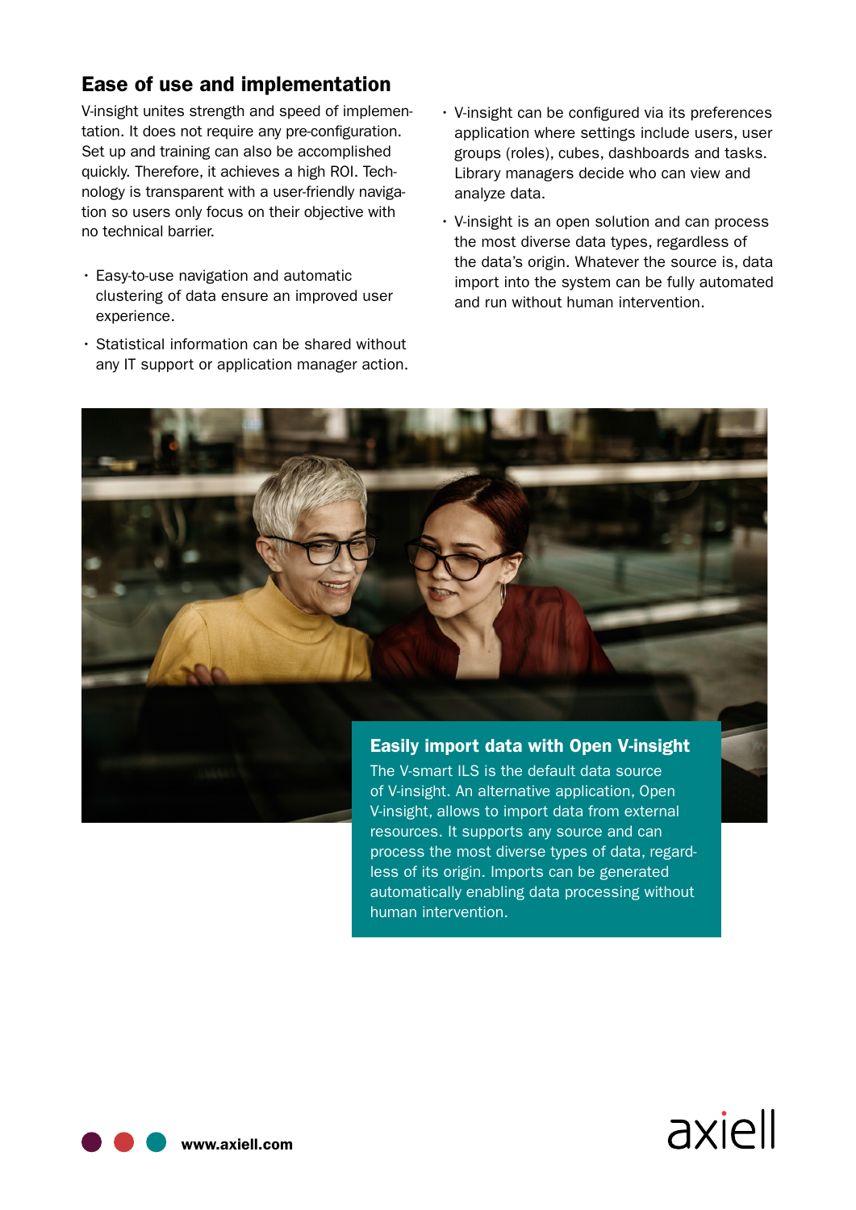## Ease of use and implementation

V-insight unites strength and speed of implementation. It does not require any pre-configuration. Set up and training can also be accomplished quickly. Therefore, it achieves a high ROI. Technology is transparent with a user-friendly navigation so users only focus on their objective with no technical barrier.

- Easy-to-use navigation and automatic clustering of data ensure an improved user experience.
- Statistical information can be shared without any IT support or application manager action.
- V-insight can be configured via its preferences application where settings include users, user groups (roles), cubes, dashboards and tasks. Library managers decide who can view and analyze data.
- V-insight is an open solution and can process the most diverse data types, regardless of the data's origin. Whatever the source is, data import into the system can be fully automated and run without human intervention.

### Easily import data with Open V-insight

The V-smart ILS is the default data source of V-insight. An alternative application, Open V-insight, allows to import data from external resources. It supports any source and can process the most diverse types of data, regardless of its origin. Imports can be generated automatically enabling data processing without human intervention.

www.axiell.com

axiell